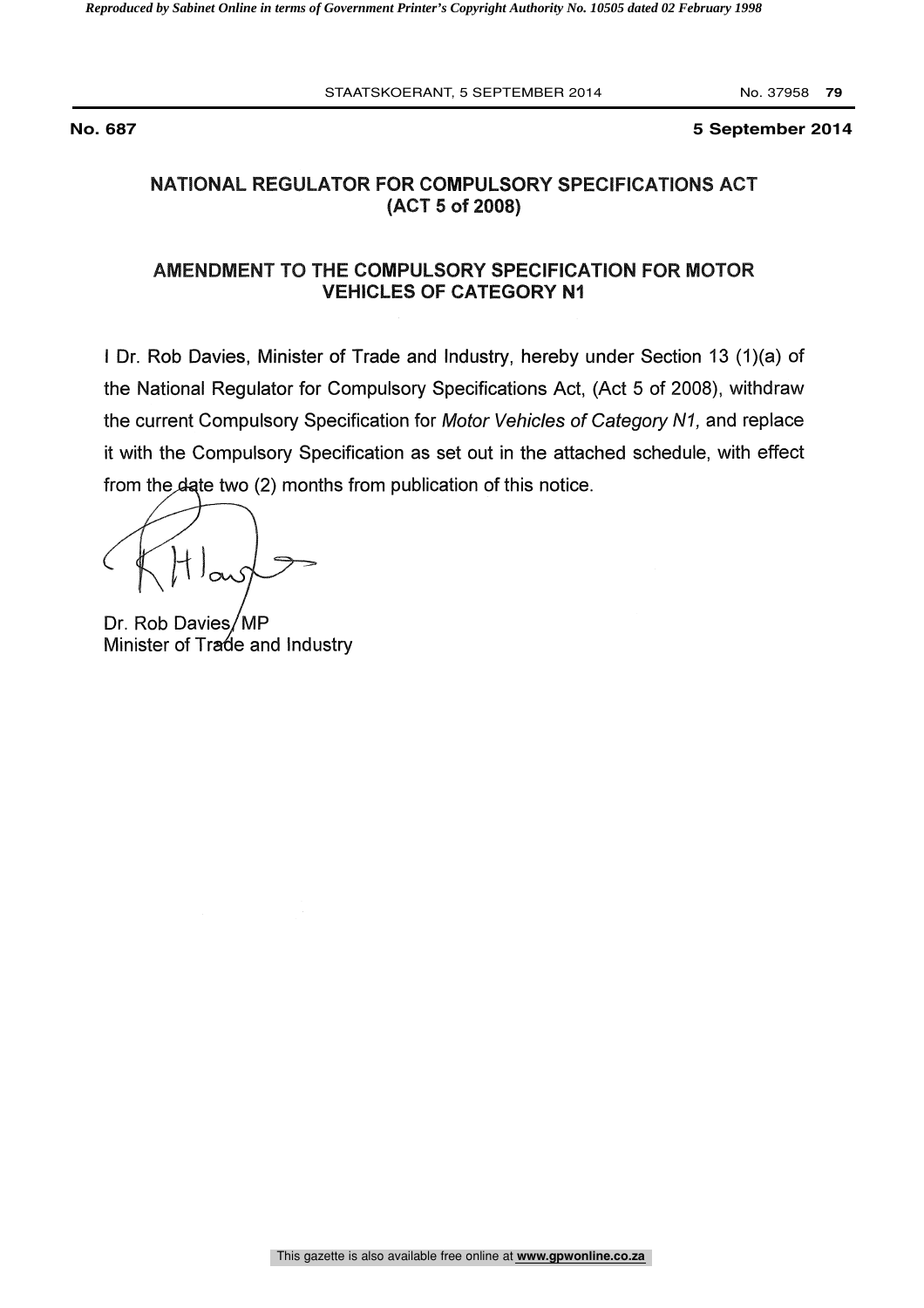**No. 687** **5 September 2014**

## NATIONAL REGULATOR FOR COMPULSORY SPECIFICATIONS ACT (ACT 5 of 2008)

## AMENDMENT TO THE COMPULSORY SPECIFICATION FOR MOTOR VEHICLES OF CATEGORY N1

I Dr. Rob Davies, Minister of Trade and Industry, hereby under Section 13 (1)(a) of the National Regulator for Compulsory Specifications Act, (Act 5 of 2008), withdraw the current Compulsory Specification for *Motor Vehicles of Category N1,* and replace it with the Compulsory Specification as set out in the attached schedule, with effect from the date two (2) months from publication of this notice.

Dr. Rob Davies, MP
Minister of Trade and Industry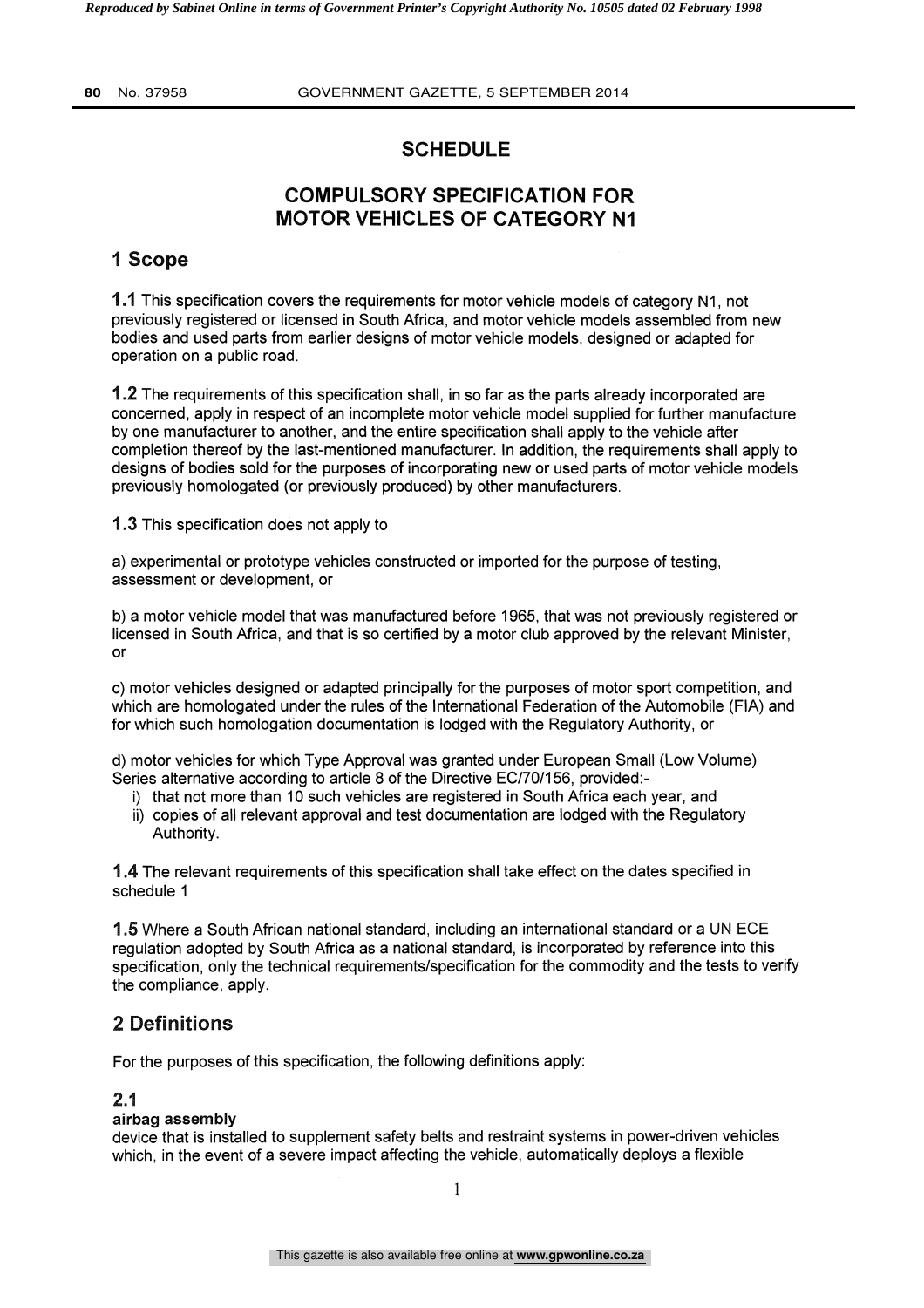# SCHEDULE

## COMPULSORY SPECIFICATION FOR MOTOR VEHICLES OF CATEGORY N1

## 1 Scope

**1.1** This specification covers the requirements for motor vehicle models of category N1, not previously registered or licensed in South Africa, and motor vehicle models assembled from new bodies and used parts from earlier designs of motor vehicle models, designed or adapted for operation on a public road.

**1.2** The requirements of this specification shall, in so far as the parts already incorporated are concerned, apply in respect of an incomplete motor vehicle model supplied for further manufacture by one manufacturer to another, and the entire specification shall apply to the vehicle after completion thereof by the last-mentioned manufacturer. In addition, the requirements shall apply to designs of bodies sold for the purposes of incorporating new or used parts of motor vehicle models previously homologated (or previously produced) by other manufacturers.

**1.3** This specification does not apply to

a) experimental or prototype vehicles constructed or imported for the purpose of testing, assessment or development, or

b) a motor vehicle model that was manufactured before 1965, that was not previously registered or licensed in South Africa, and that is so certified by a motor club approved by the relevant Minister, or

c) motor vehicles designed or adapted principally for the purposes of motor sport competition, and which are homologated under the rules of the International Federation of the Automobile (FIA) and for which such homologation documentation is lodged with the Regulatory Authority, or

d) motor vehicles for which Type Approval was granted under European Small (Low Volume) Series alternative according to article 8 of the Directive EC/70/156, provided:-

i) that not more than 10 such vehicles are registered in South Africa each year, and
ii) copies of all relevant approval and test documentation are lodged with the Regulatory Authority.

**1.4** The relevant requirements of this specification shall take effect on the dates specified in schedule 1

**1.5** Where a South African national standard, including an international standard or a UN ECE regulation adopted by South Africa as a national standard, is incorporated by reference into this specification, only the technical requirements/specification for the commodity and the tests to verify the compliance, apply.

## 2 Definitions

For the purposes of this specification, the following definitions apply:

### 2.1

**airbag assembly**

device that is installed to supplement safety belts and restraint systems in power-driven vehicles which, in the event of a severe impact affecting the vehicle, automatically deploys a flexible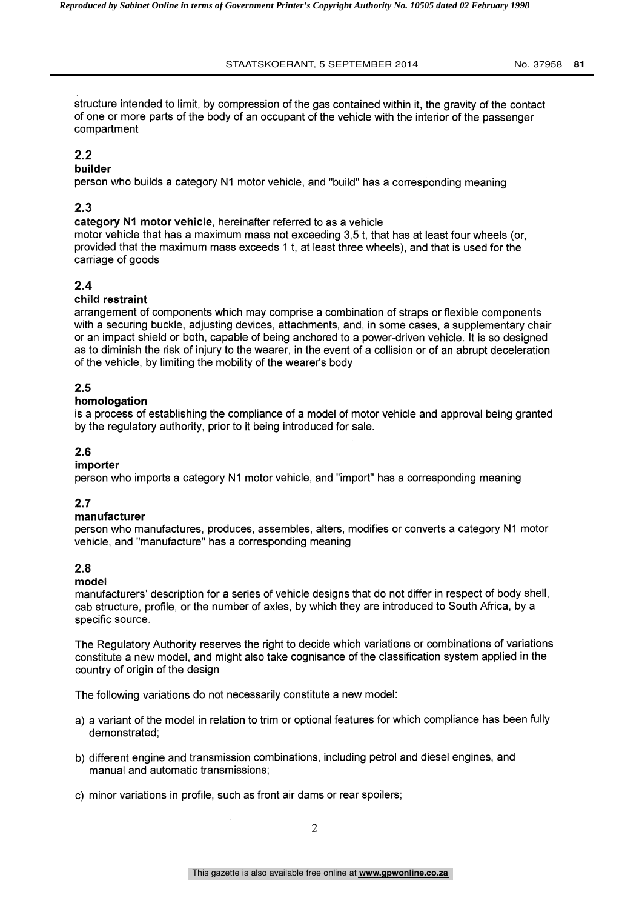structure intended to limit, by compression of the gas contained within it, the gravity of the contact of one or more parts of the body of an occupant of the vehicle with the interior of the passenger compartment

## 2.2

**builder**

person who builds a category N1 motor vehicle, and "build" has a corresponding meaning

## 2.3

**category N1 motor vehicle**, hereinafter referred to as a vehicle

motor vehicle that has a maximum mass not exceeding 3,5 t, that has at least four wheels (or, provided that the maximum mass exceeds 1 t, at least three wheels), and that is used for the carriage of goods

## 2.4

**child restraint**

arrangement of components which may comprise a combination of straps or flexible components with a securing buckle, adjusting devices, attachments, and, in some cases, a supplementary chair or an impact shield or both, capable of being anchored to a power-driven vehicle. It is so designed as to diminish the risk of injury to the wearer, in the event of a collision or of an abrupt deceleration of the vehicle, by limiting the mobility of the wearer's body

## 2.5

**homologation**

is a process of establishing the compliance of a model of motor vehicle and approval being granted by the regulatory authority, prior to it being introduced for sale.

## 2.6

**importer**

person who imports a category N1 motor vehicle, and "import" has a corresponding meaning

## 2.7

**manufacturer**

person who manufactures, produces, assembles, alters, modifies or converts a category N1 motor vehicle, and "manufacture" has a corresponding meaning

## 2.8

**model**

manufacturers' description for a series of vehicle designs that do not differ in respect of body shell, cab structure, profile, or the number of axles, by which they are introduced to South Africa, by a specific source.

The Regulatory Authority reserves the right to decide which variations or combinations of variations constitute a new model, and might also take cognisance of the classification system applied in the country of origin of the design

The following variations do not necessarily constitute a new model:

a) a variant of the model in relation to trim or optional features for which compliance has been fully demonstrated;

b) different engine and transmission combinations, including petrol and diesel engines, and manual and automatic transmissions;

c) minor variations in profile, such as front air dams or rear spoilers;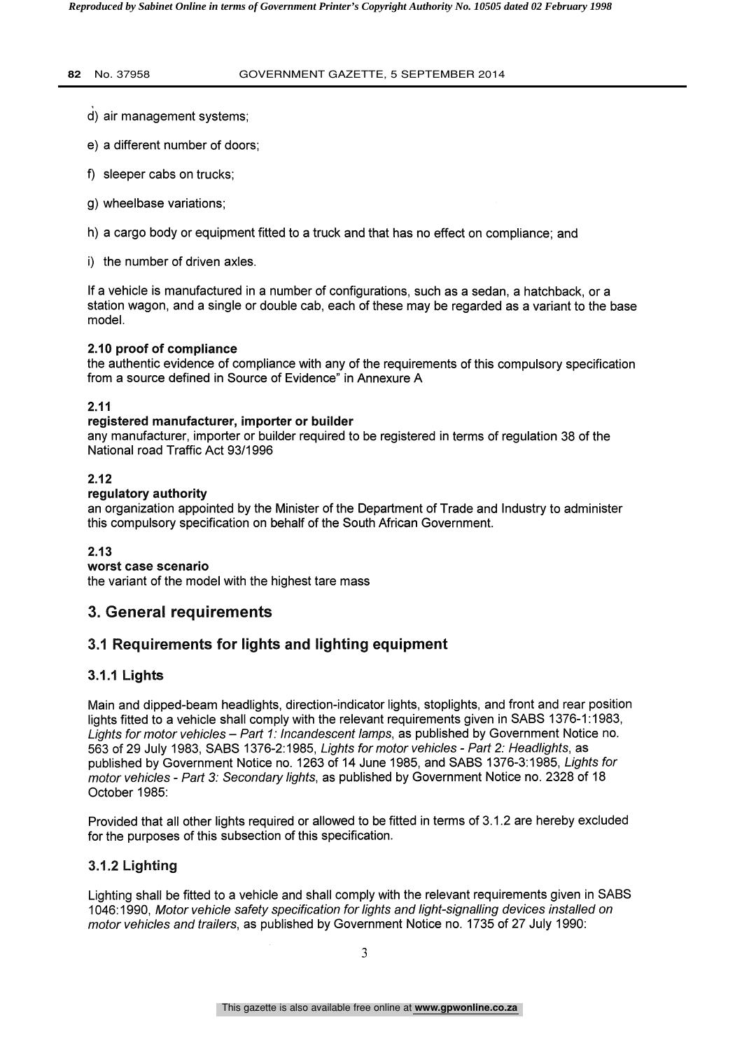d) air management systems;

e) a different number of doors;

f) sleeper cabs on trucks;

g) wheelbase variations;

h) a cargo body or equipment fitted to a truck and that has no effect on compliance; and

i) the number of driven axles.

If a vehicle is manufactured in a number of configurations, such as a sedan, a hatchback, or a station wagon, and a single or double cab, each of these may be regarded as a variant to the base model.

**2.10 proof of compliance**
the authentic evidence of compliance with any of the requirements of this compulsory specification from a source defined in Source of Evidence" in Annexure A

**2.11**
**registered manufacturer, importer or builder**
any manufacturer, importer or builder required to be registered in terms of regulation 38 of the National road Traffic Act 93/1996

**2.12**
**regulatory authority**
an organization appointed by the Minister of the Department of Trade and Industry to administer this compulsory specification on behalf of the South African Government.

**2.13**
**worst case scenario**
the variant of the model with the highest tare mass

## 3. General requirements

### 3.1 Requirements for lights and lighting equipment

#### 3.1.1 Lights

Main and dipped-beam headlights, direction-indicator lights, stoplights, and front and rear position lights fitted to a vehicle shall comply with the relevant requirements given in SABS 1376-1:1983, *Lights for motor vehicles – Part 1: Incandescent lamps*, as published by Government Notice no. 563 of 29 July 1983, SABS 1376-2:1985, *Lights for motor vehicles - Part 2: Headlights*, as published by Government Notice no. 1263 of 14 June 1985, and SABS 1376-3:1985, *Lights for motor vehicles - Part 3: Secondary lights*, as published by Government Notice no. 2328 of 18 October 1985:

Provided that all other lights required or allowed to be fitted in terms of 3.1.2 are hereby excluded for the purposes of this subsection of this specification.

#### 3.1.2 Lighting

Lighting shall be fitted to a vehicle and shall comply with the relevant requirements given in SABS 1046:1990, *Motor vehicle safety specification for lights and light-signalling devices installed on motor vehicles and trailers*, as published by Government Notice no. 1735 of 27 July 1990: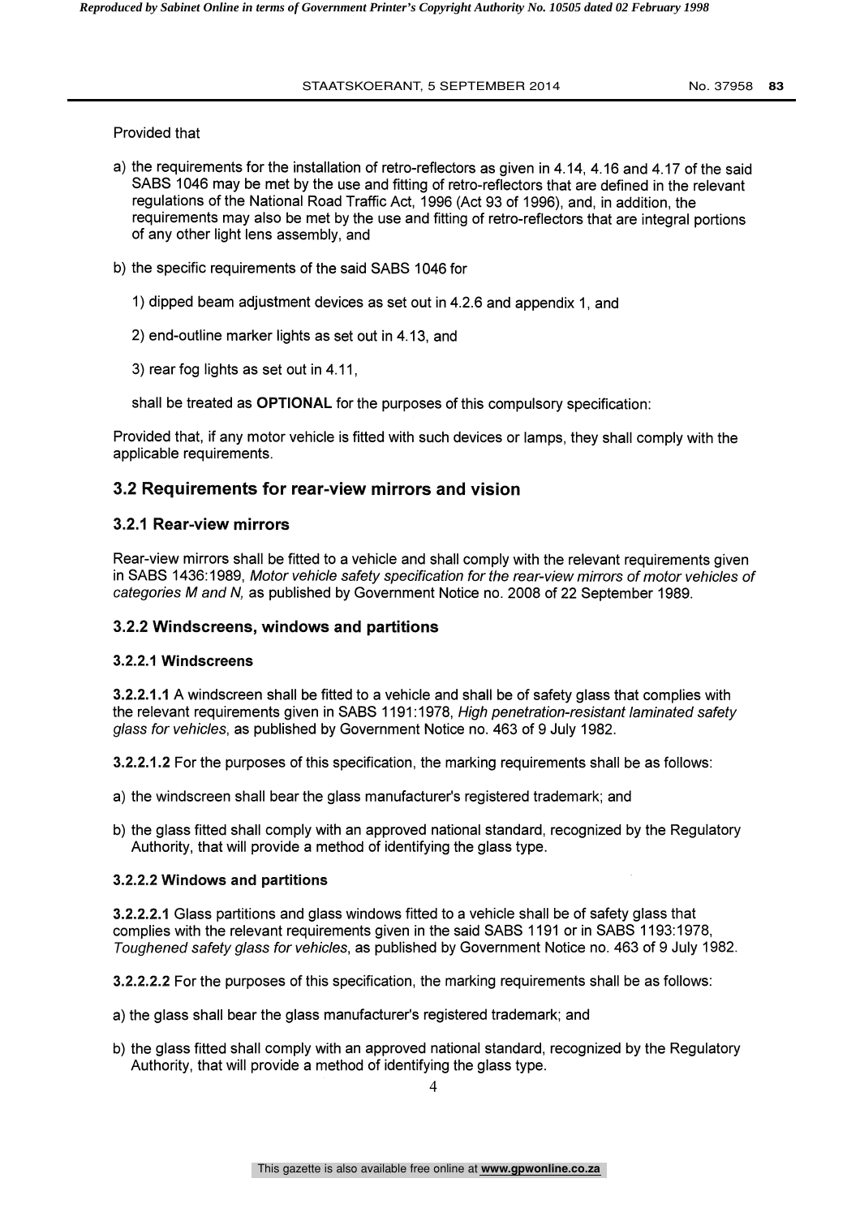Provided that

a) the requirements for the installation of retro-reflectors as given in 4.14, 4.16 and 4.17 of the said SABS 1046 may be met by the use and fitting of retro-reflectors that are defined in the relevant regulations of the National Road Traffic Act, 1996 (Act 93 of 1996), and, in addition, the requirements may also be met by the use and fitting of retro-reflectors that are integral portions of any other light lens assembly, and

b) the specific requirements of the said SABS 1046 for

   1) dipped beam adjustment devices as set out in 4.2.6 and appendix 1, and

   2) end-outline marker lights as set out in 4.13, and

   3) rear fog lights as set out in 4.11,

   shall be treated as **OPTIONAL** for the purposes of this compulsory specification:

Provided that, if any motor vehicle is fitted with such devices or lamps, they shall comply with the applicable requirements.

## 3.2 Requirements for rear-view mirrors and vision

### 3.2.1 Rear-view mirrors

Rear-view mirrors shall be fitted to a vehicle and shall comply with the relevant requirements given in SABS 1436:1989, *Motor vehicle safety specification for the rear-view mirrors of motor vehicles of categories M and N,* as published by Government Notice no. 2008 of 22 September 1989.

### 3.2.2 Windscreens, windows and partitions

#### 3.2.2.1 Windscreens

**3.2.2.1.1** A windscreen shall be fitted to a vehicle and shall be of safety glass that complies with the relevant requirements given in SABS 1191:1978, *High penetration-resistant laminated safety glass for vehicles,* as published by Government Notice no. 463 of 9 July 1982.

**3.2.2.1.2** For the purposes of this specification, the marking requirements shall be as follows:

a) the windscreen shall bear the glass manufacturer's registered trademark; and

b) the glass fitted shall comply with an approved national standard, recognized by the Regulatory Authority, that will provide a method of identifying the glass type.

#### 3.2.2.2 Windows and partitions

**3.2.2.2.1** Glass partitions and glass windows fitted to a vehicle shall be of safety glass that complies with the relevant requirements given in the said SABS 1191 or in SABS 1193:1978, *Toughened safety glass for vehicles,* as published by Government Notice no. 463 of 9 July 1982.

**3.2.2.2.2** For the purposes of this specification, the marking requirements shall be as follows:

a) the glass shall bear the glass manufacturer's registered trademark; and

b) the glass fitted shall comply with an approved national standard, recognized by the Regulatory Authority, that will provide a method of identifying the glass type.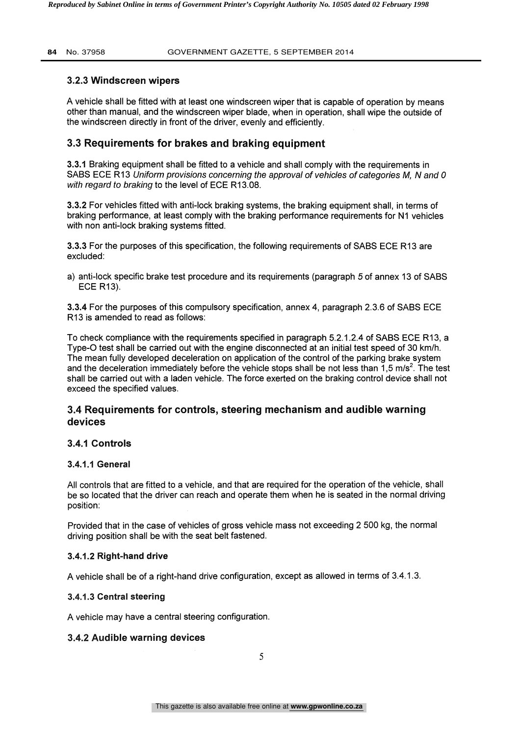### 3.2.3 Windscreen wipers

A vehicle shall be fitted with at least one windscreen wiper that is capable of operation by means other than manual, and the windscreen wiper blade, when in operation, shall wipe the outside of the windscreen directly in front of the driver, evenly and efficiently.

## 3.3 Requirements for brakes and braking equipment

**3.3.1** Braking equipment shall be fitted to a vehicle and shall comply with the requirements in SABS ECE R13 *Uniform provisions concerning the approval of vehicles of categories M, N and 0 with regard to braking* to the level of ECE R13.08.

**3.3.2** For vehicles fitted with anti-lock braking systems, the braking equipment shall, in terms of braking performance, at least comply with the braking performance requirements for N1 vehicles with non anti-lock braking systems fitted.

**3.3.3** For the purposes of this specification, the following requirements of SABS ECE R13 are excluded:

a) anti-lock specific brake test procedure and its requirements (paragraph *5* of annex 13 of SABS ECE R13).

**3.3.4** For the purposes of this compulsory specification, annex 4, paragraph 2.3.6 of SABS ECE R13 is amended to read as follows:

To check compliance with the requirements specified in paragraph 5.2.1.2.4 of SABS ECE R13, a Type-O test shall be carried out with the engine disconnected at an initial test speed of 30 km/h. The mean fully developed deceleration on application of the control of the parking brake system and the deceleration immediately before the vehicle stops shall be not less than 1,5 $m/s^2$. The test shall be carried out with a laden vehicle. The force exerted on the braking control device shall not exceed the specified values.

## 3.4 Requirements for controls, steering mechanism and audible warning devices

### 3.4.1 Controls

#### 3.4.1.1 General

All controls that are fitted to a vehicle, and that are required for the operation of the vehicle, shall be so located that the driver can reach and operate them when he is seated in the normal driving position:

Provided that in the case of vehicles of gross vehicle mass not exceeding 2 500 kg, the normal driving position shall be with the seat belt fastened.

#### 3.4.1.2 Right-hand drive

A vehicle shall be of a right-hand drive configuration, except as allowed in terms of 3.4.1.3.

#### 3.4.1.3 Central steering

A vehicle may have a central steering configuration.

### 3.4.2 Audible warning devices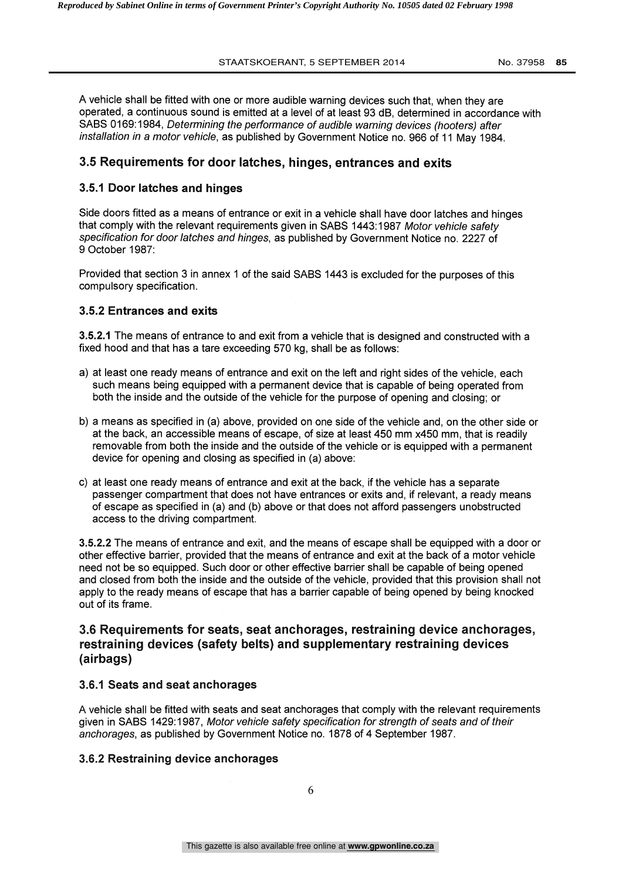A vehicle shall be fitted with one or more audible warning devices such that, when they are operated, a continuous sound is emitted at a level of at least 93 dB, determined in accordance with SABS 0169:1984, *Determining the performance of audible warning devices (hooters) after installation in a motor vehicle*, as published by Government Notice no. 966 of 11 May 1984.

## 3.5 Requirements for door latches, hinges, entrances and exits

### 3.5.1 Door latches and hinges

Side doors fitted as a means of entrance or exit in a vehicle shall have door latches and hinges that comply with the relevant requirements given in SABS 1443:1987 *Motor vehicle safety specification for door latches and hinges*, as published by Government Notice no. 2227 of 9 October 1987:

Provided that section 3 in annex 1 of the said SABS 1443 is excluded for the purposes of this compulsory specification.

### 3.5.2 Entrances and exits

**3.5.2.1** The means of entrance to and exit from a vehicle that is designed and constructed with a fixed hood and that has a tare exceeding 570 kg, shall be as follows:

a) at least one ready means of entrance and exit on the left and right sides of the vehicle, each such means being equipped with a permanent device that is capable of being operated from both the inside and the outside of the vehicle for the purpose of opening and closing; or

b) a means as specified in (a) above, provided on one side of the vehicle and, on the other side or at the back, an accessible means of escape, of size at least 450 mm x450 mm, that is readily removable from both the inside and the outside of the vehicle or is equipped with a permanent device for opening and closing as specified in (a) above:

c) at least one ready means of entrance and exit at the back, if the vehicle has a separate passenger compartment that does not have entrances or exits and, if relevant, a ready means of escape as specified in (a) and (b) above or that does not afford passengers unobstructed access to the driving compartment.

**3.5.2.2** The means of entrance and exit, and the means of escape shall be equipped with a door or other effective barrier, provided that the means of entrance and exit at the back of a motor vehicle need not be so equipped. Such door or other effective barrier shall be capable of being opened and closed from both the inside and the outside of the vehicle, provided that this provision shall not apply to the ready means of escape that has a barrier capable of being opened by being knocked out of its frame.

## 3.6 Requirements for seats, seat anchorages, restraining device anchorages, restraining devices (safety belts) and supplementary restraining devices (airbags)

### 3.6.1 Seats and seat anchorages

A vehicle shall be fitted with seats and seat anchorages that comply with the relevant requirements given in SABS 1429:1987, *Motor vehicle safety specification for strength of seats and of their anchorages*, as published by Government Notice no. 1878 of 4 September 1987.

### 3.6.2 Restraining device anchorages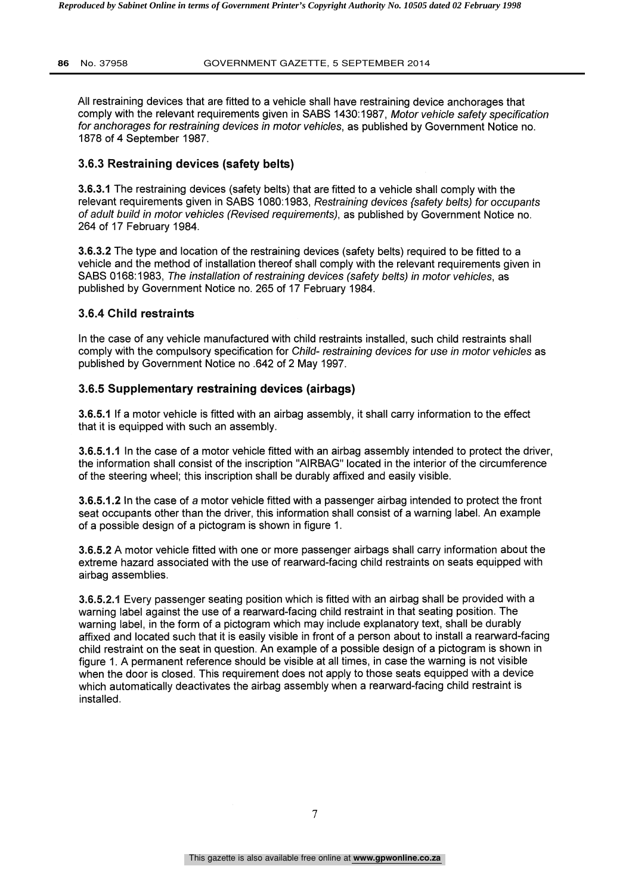All restraining devices that are fitted to a vehicle shall have restraining device anchorages that comply with the relevant requirements given in SABS 1430:1987, *Motor vehicle safety specification for anchorages for restraining devices in motor vehicles*, as published by Government Notice no. 1878 of 4 September 1987.

### 3.6.3 Restraining devices (safety belts)

**3.6.3.1** The restraining devices (safety belts) that are fitted to a vehicle shall comply with the relevant requirements given in SABS 1080:1983, *Restraining devices {safety belts) for occupants of adult build in motor vehicles (Revised requirements)*, as published by Government Notice no. 264 of 17 February 1984.

**3.6.3.2** The type and location of the restraining devices (safety belts) required to be fitted to a vehicle and the method of installation thereof shall comply with the relevant requirements given in SABS 0168:1983, *The installation of restraining devices (safety belts) in motor vehicles*, as published by Government Notice no. 265 of 17 February 1984.

### 3.6.4 Child restraints

In the case of any vehicle manufactured with child restraints installed, such child restraints shall comply with the compulsory specification for *Child- restraining devices for use in motor vehicles* as published by Government Notice no .642 of 2 May 1997.

### 3.6.5 Supplementary restraining devices (airbags)

**3.6.5.1** If a motor vehicle is fitted with an airbag assembly, it shall carry information to the effect that it is equipped with such an assembly.

**3.6.5.1.1** In the case of a motor vehicle fitted with an airbag assembly intended to protect the driver, the information shall consist of the inscription "AIRBAG" located in the interior of the circumference of the steering wheel; this inscription shall be durably affixed and easily visible.

**3.6.5.1.2** In the case of *a* motor vehicle fitted with a passenger airbag intended to protect the front seat occupants other than the driver, this information shall consist of a warning label. An example of a possible design of a pictogram is shown in figure 1.

**3.6.5.2** A motor vehicle fitted with one or more passenger airbags shall carry information about the extreme hazard associated with the use of rearward-facing child restraints on seats equipped with airbag assemblies.

**3.6.5.2.1** Every passenger seating position which is fitted with an airbag shall be provided with a warning label against the use of a rearward-facing child restraint in that seating position. The warning label, in the form of a pictogram which may include explanatory text, shall be durably affixed and located such that it is easily visible in front of a person about to install a rearward-facing child restraint on the seat in question. An example of a possible design of a pictogram is shown in figure 1. A permanent reference should be visible at all times, in case the warning is not visible when the door is closed. This requirement does not apply to those seats equipped with a device which automatically deactivates the airbag assembly when a rearward-facing child restraint is installed.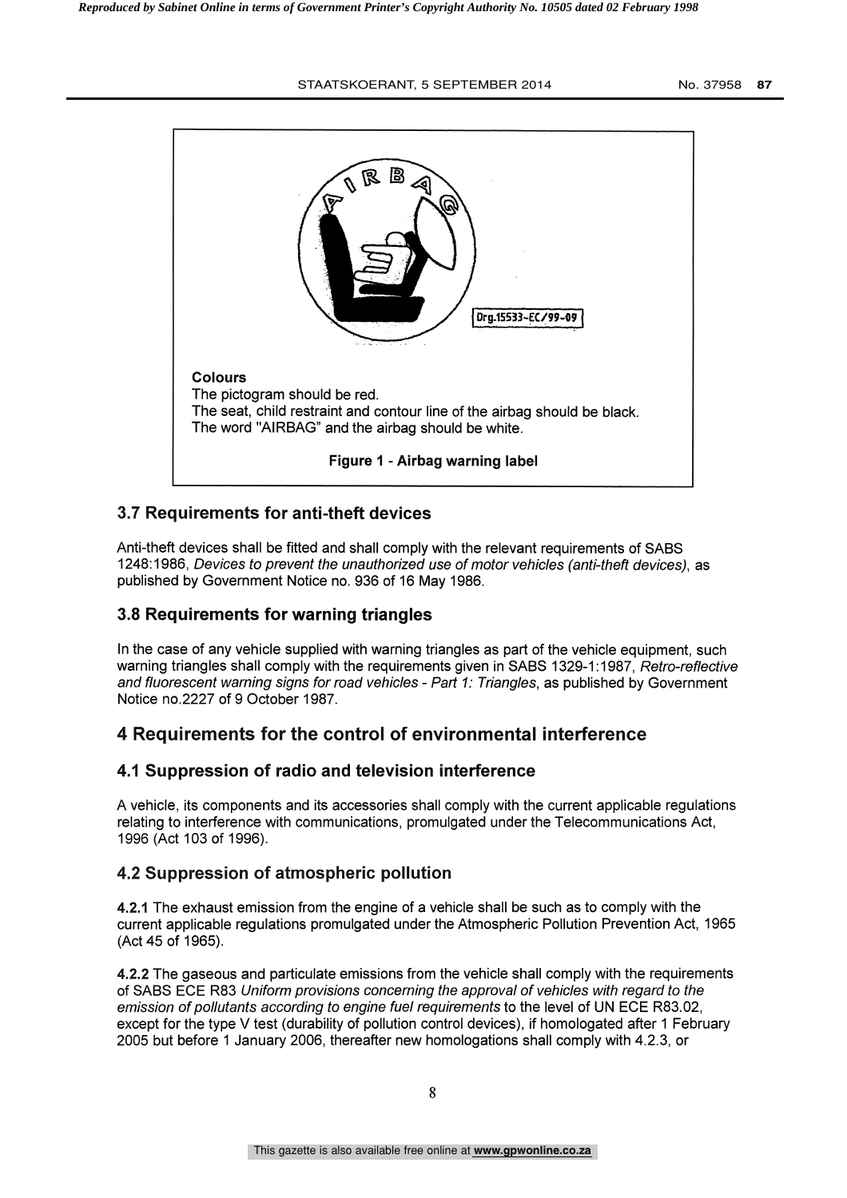Colours

The pictogram should be red.

The seat, child restraint and contour line of the airbag should be black.

The word "AIRBAG" and the airbag should be white.

**Figure 1 - Airbag warning label**

### 3.7 Requirements for anti-theft devices

Anti-theft devices shall be fitted and shall comply with the relevant requirements of SABS 1248:1986, *Devices to prevent the unauthorized use of motor vehicles (anti-theft devices)*, as published by Government Notice no. 936 of 16 May 1986.

### 3.8 Requirements for warning triangles

In the case of any vehicle supplied with warning triangles as part of the vehicle equipment, such warning triangles shall comply with the requirements given in SABS 1329-1:1987, *Retro-reflective and fluorescent warning signs for road vehicles - Part 1: Triangles*, as published by Government Notice no.2227 of 9 October 1987.

## 4 Requirements for the control of environmental interference

### 4.1 Suppression of radio and television interference

A vehicle, its components and its accessories shall comply with the current applicable regulations relating to interference with communications, promulgated under the Telecommunications Act, 1996 (Act 103 of 1996).

### 4.2 Suppression of atmospheric pollution

**4.2.1** The exhaust emission from the engine of a vehicle shall be such as to comply with the current applicable regulations promulgated under the Atmospheric Pollution Prevention Act, 1965 (Act 45 of 1965).

**4.2.2** The gaseous and particulate emissions from the vehicle shall comply with the requirements of SABS ECE R83 *Uniform provisions concerning the approval of vehicles with regard to the emission of pollutants according to engine fuel requirements* to the level of UN ECE R83.02, except for the type V test (durability of pollution control devices), if homologated after 1 February 2005 but before 1 January 2006, thereafter new homologations shall comply with 4.2.3, or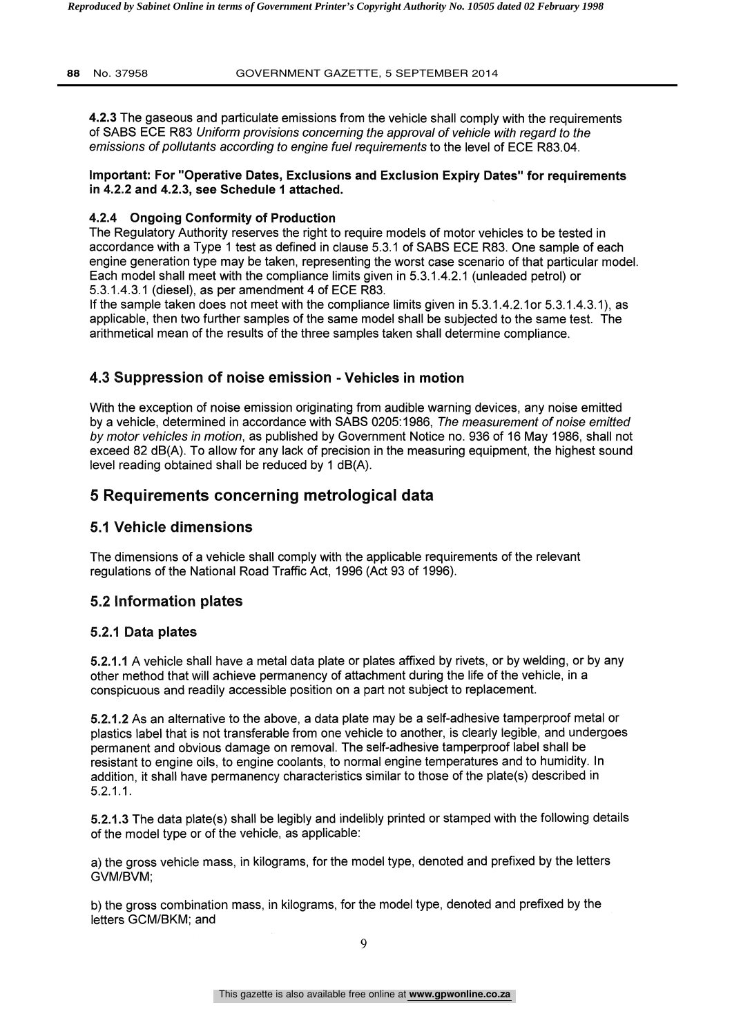**4.2.3** The gaseous and particulate emissions from the vehicle shall comply with the requirements of SABS ECE R83 *Uniform provisions concerning the approval of vehicle with regard to the emissions of pollutants according to engine fuel requirements* to the level of ECE R83.04.

**Important: For "Operative Dates, Exclusions and Exclusion Expiry Dates" for requirements in 4.2.2 and 4.2.3, see Schedule 1 attached.**

**4.2.4 Ongoing Conformity of Production**

The Regulatory Authority reserves the right to require models of motor vehicles to be tested in accordance with a Type 1 test as defined in clause 5.3.1 of SABS ECE R83. One sample of each engine generation type may be taken, representing the worst case scenario of that particular model. Each model shall meet with the compliance limits given in 5.3.1.4.2.1 (unleaded petrol) or 5.3.1.4.3.1 (diesel), as per amendment 4 of ECE R83.

If the sample taken does not meet with the compliance limits given in 5.3.1.4.2.1or 5.3.1.4.3.1), as applicable, then two further samples of the same model shall be subjected to the same test. The arithmetical mean of the results of the three samples taken shall determine compliance.

## 4.3 Suppression of noise emission - Vehicles in motion

With the exception of noise emission originating from audible warning devices, any noise emitted by a vehicle, determined in accordance with SABS 0205:1986, *The measurement of noise emitted by motor vehicles in motion*, as published by Government Notice no. 936 of 16 May 1986, shall not exceed 82 dB(A). To allow for any lack of precision in the measuring equipment, the highest sound level reading obtained shall be reduced by 1 dB(A).

# 5 Requirements concerning metrological data

## 5.1 Vehicle dimensions

The dimensions of a vehicle shall comply with the applicable requirements of the relevant regulations of the National Road Traffic Act, 1996 (Act 93 of 1996).

## 5.2 Information plates

### 5.2.1 Data plates

**5.2.1.1** A vehicle shall have a metal data plate or plates affixed by rivets, or by welding, or by any other method that will achieve permanency of attachment during the life of the vehicle, in a conspicuous and readily accessible position on a part not subject to replacement.

**5.2.1.2** As an alternative to the above, a data plate may be a self-adhesive tamperproof metal or plastics label that is not transferable from one vehicle to another, is clearly legible, and undergoes permanent and obvious damage on removal. The self-adhesive tamperproof label shall be resistant to engine oils, to engine coolants, to normal engine temperatures and to humidity. In addition, it shall have permanency characteristics similar to those of the plate(s) described in 5.2.1.1.

**5.2.1.3** The data plate(s) shall be legibly and indelibly printed or stamped with the following details of the model type or of the vehicle, as applicable:

a) the gross vehicle mass, in kilograms, for the model type, denoted and prefixed by the letters GVM/BVM;

b) the gross combination mass, in kilograms, for the model type, denoted and prefixed by the letters GCM/BKM; and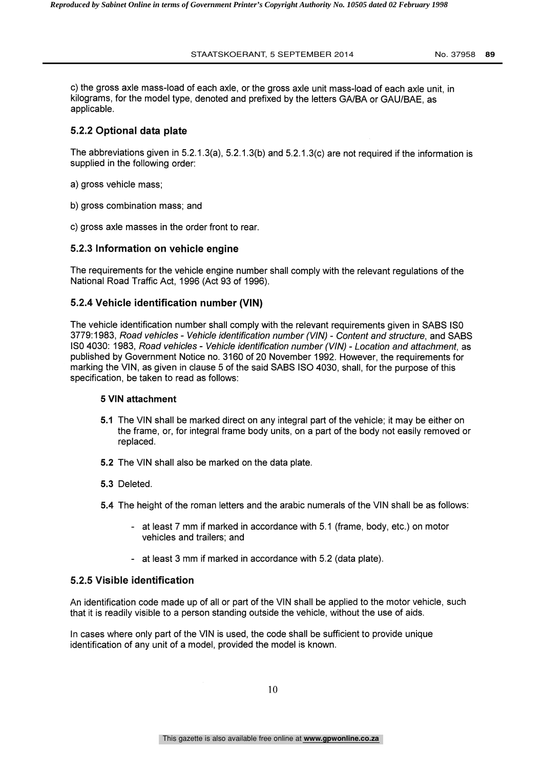c) the gross axle mass-load of each axle, or the gross axle unit mass-load of each axle unit, in kilograms, for the model type, denoted and prefixed by the letters GA/BA or GAU/BAE, as applicable.

### 5.2.2 Optional data plate

The abbreviations given in 5.2.1.3(a), 5.2.1.3(b) and 5.2.1.3(c) are not required if the information is supplied in the following order:

a) gross vehicle mass;

b) gross combination mass; and

c) gross axle masses in the order front to rear.

### 5.2.3 Information on vehicle engine

The requirements for the vehicle engine number shall comply with the relevant regulations of the National Road Traffic Act, 1996 (Act 93 of 1996).

### 5.2.4 Vehicle identification number (VIN)

The vehicle identification number shall comply with the relevant requirements given in SABS ISO 3779:1983, *Road vehicles - Vehicle identification number (VIN) - Content and structure*, and SABS ISO 4030: 1983, *Road vehicles - Vehicle identification number (VIN) - Location and attachment*, as published by Government Notice no. 3160 of 20 November 1992. However, the requirements for marking the VIN, as given in clause 5 of the said SABS ISO 4030, shall, for the purpose of this specification, be taken to read as follows:

**5 VIN attachment**

**5.1** The VIN shall be marked direct on any integral part of the vehicle; it may be either on the frame, or, for integral frame body units, on a part of the body not easily removed or replaced.

**5.2** The VIN shall also be marked on the data plate.

**5.3** Deleted.

**5.4** The height of the roman letters and the arabic numerals of the VIN shall be as follows:

- at least 7 mm if marked in accordance with 5.1 (frame, body, etc.) on motor vehicles and trailers; and
- at least 3 mm if marked in accordance with 5.2 (data plate).

### 5.2.5 Visible identification

An identification code made up of all or part of the VIN shall be applied to the motor vehicle, such that it is readily visible to a person standing outside the vehicle, without the use of aids.

In cases where only part of the VIN is used, the code shall be sufficient to provide unique identification of any unit of a model, provided the model is known.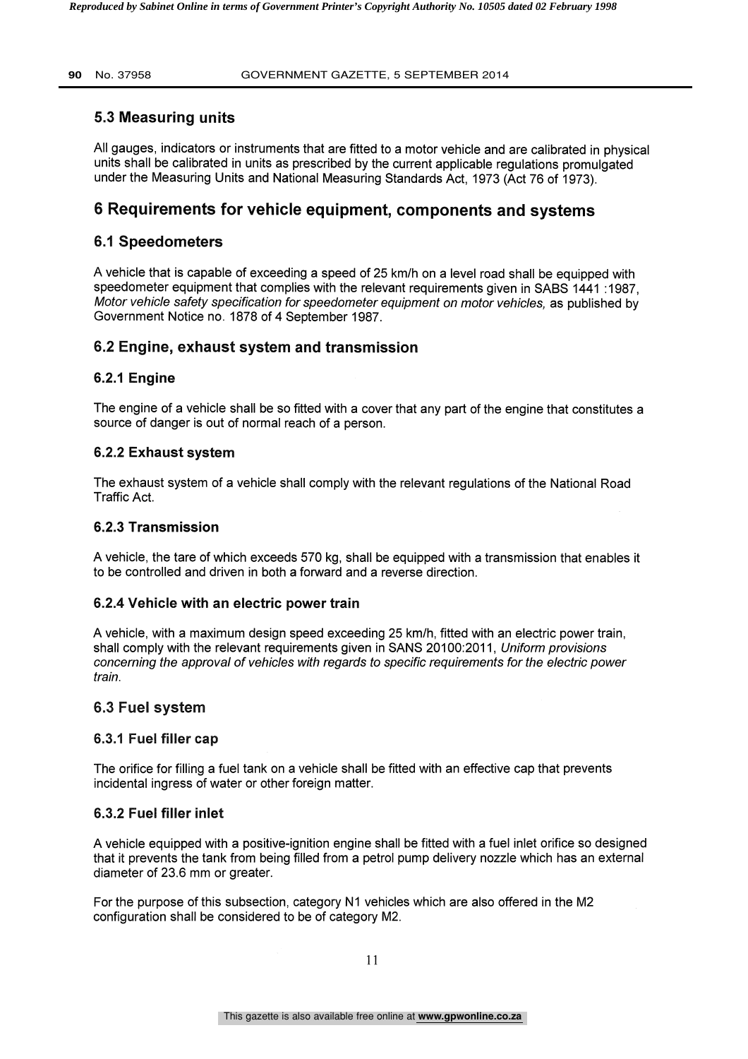## 5.3 Measuring units

All gauges, indicators or instruments that are fitted to a motor vehicle and are calibrated in physical units shall be calibrated in units as prescribed by the current applicable regulations promulgated under the Measuring Units and National Measuring Standards Act, 1973 (Act 76 of 1973).

# 6 Requirements for vehicle equipment, components and systems

## 6.1 Speedometers

A vehicle that is capable of exceeding a speed of 25 km/h on a level road shall be equipped with speedometer equipment that complies with the relevant requirements given in SABS 1441 :1987, *Motor vehicle safety specification for speedometer equipment on motor vehicles,* as published by Government Notice no. 1878 of 4 September 1987.

## 6.2 Engine, exhaust system and transmission

### 6.2.1 Engine

The engine of a vehicle shall be so fitted with a cover that any part of the engine that constitutes a source of danger is out of normal reach of a person.

### 6.2.2 Exhaust system

The exhaust system of a vehicle shall comply with the relevant regulations of the National Road Traffic Act.

### 6.2.3 Transmission

A vehicle, the tare of which exceeds 570 kg, shall be equipped with a transmission that enables it to be controlled and driven in both a forward and a reverse direction.

### 6.2.4 Vehicle with an electric power train

A vehicle, with a maximum design speed exceeding 25 km/h, fitted with an electric power train, shall comply with the relevant requirements given in SANS 20100:2011, *Uniform provisions concerning the approval of vehicles with regards to specific requirements for the electric power train.*

## 6.3 Fuel system

### 6.3.1 Fuel filler cap

The orifice for filling a fuel tank on a vehicle shall be fitted with an effective cap that prevents incidental ingress of water or other foreign matter.

### 6.3.2 Fuel filler inlet

A vehicle equipped with a positive-ignition engine shall be fitted with a fuel inlet orifice so designed that it prevents the tank from being filled from a petrol pump delivery nozzle which has an external diameter of 23.6 mm or greater.

For the purpose of this subsection, category N1 vehicles which are also offered in the M2 configuration shall be considered to be of category M2.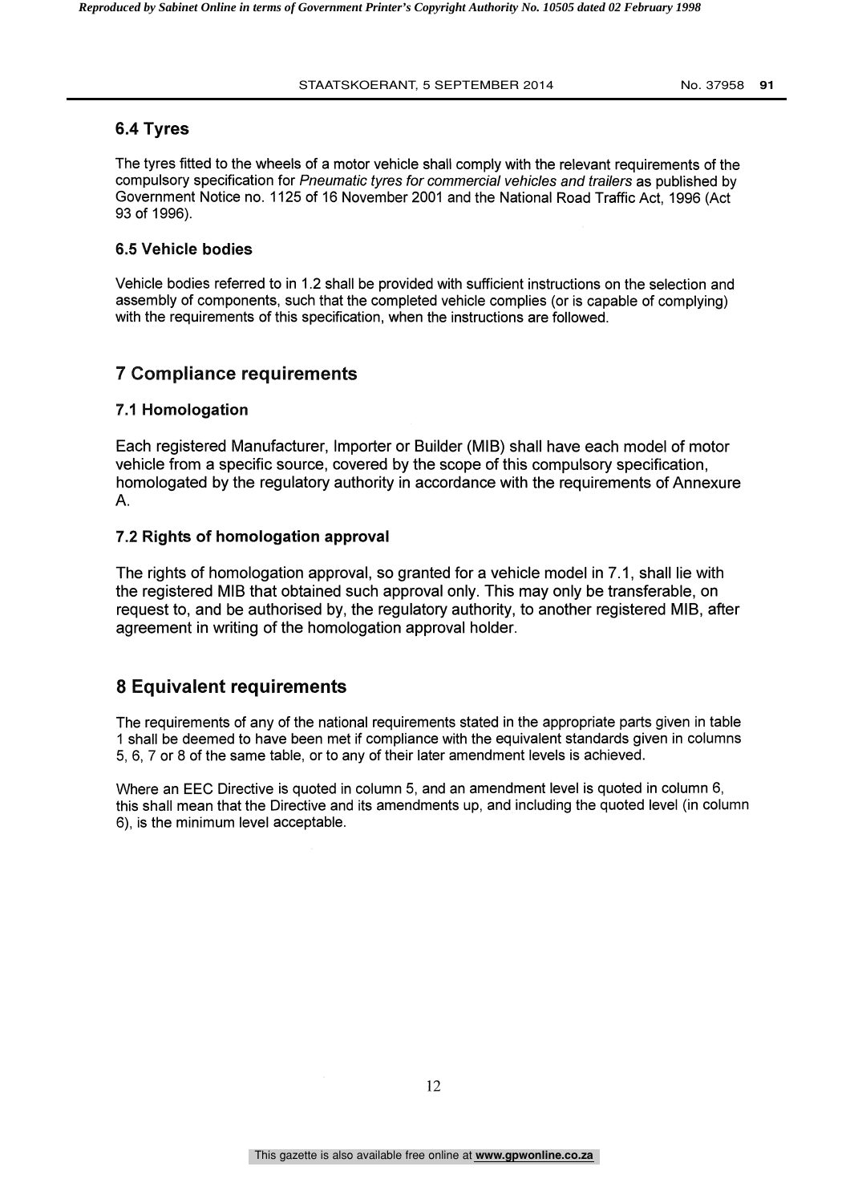### 6.4 Tyres

The tyres fitted to the wheels of a motor vehicle shall comply with the relevant requirements of the compulsory specification for *Pneumatic tyres for commercial vehicles and trailers* as published by Government Notice no. 1125 of 16 November 2001 and the National Road Traffic Act, 1996 (Act 93 of 1996).

### 6.5 Vehicle bodies

Vehicle bodies referred to in 1.2 shall be provided with sufficient instructions on the selection and assembly of components, such that the completed vehicle complies (or is capable of complying) with the requirements of this specification, when the instructions are followed.

## 7 Compliance requirements

### 7.1 Homologation

Each registered Manufacturer, Importer or Builder (MIB) shall have each model of motor vehicle from a specific source, covered by the scope of this compulsory specification, homologated by the regulatory authority in accordance with the requirements of Annexure A.

### 7.2 Rights of homologation approval

The rights of homologation approval, so granted for a vehicle model in 7.1, shall lie with the registered MIB that obtained such approval only. This may only be transferable, on request to, and be authorised by, the regulatory authority, to another registered MIB, after agreement in writing of the homologation approval holder.

## 8 Equivalent requirements

The requirements of any of the national requirements stated in the appropriate parts given in table 1 shall be deemed to have been met if compliance with the equivalent standards given in columns 5, 6, 7 or 8 of the same table, or to any of their later amendment levels is achieved.

Where an EEC Directive is quoted in column 5, and an amendment level is quoted in column 6, this shall mean that the Directive and its amendments up, and including the quoted level (in column 6), is the minimum level acceptable.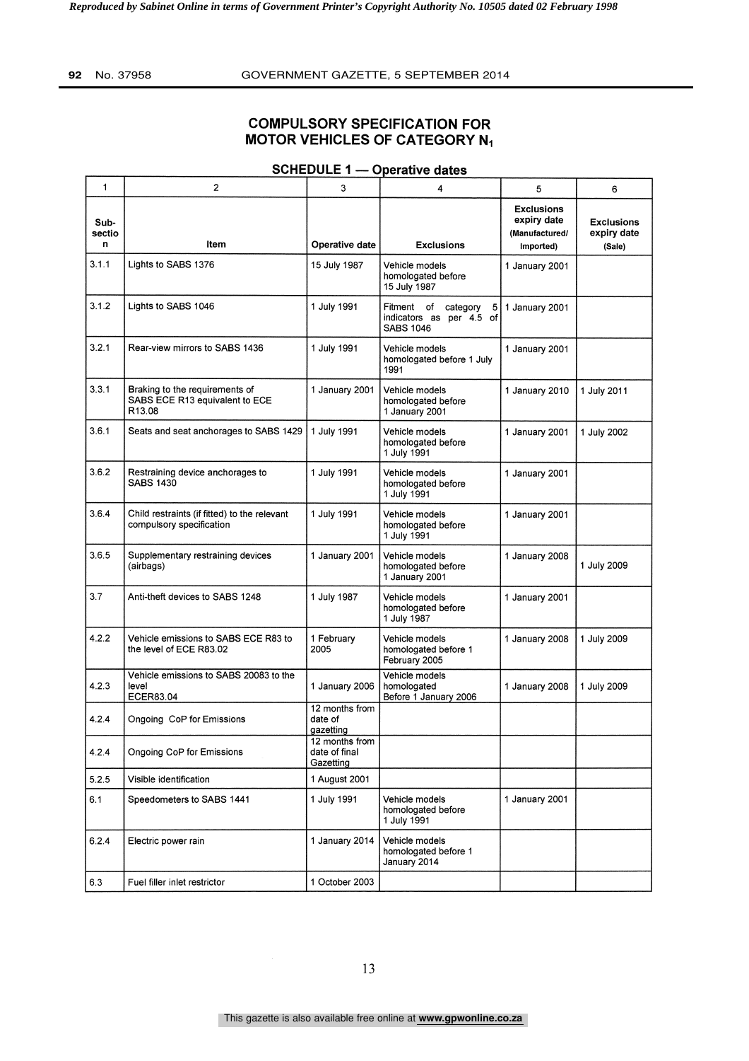## COMPULSORY SPECIFICATION FOR MOTOR VEHICLES OF CATEGORY $N_1$

### SCHEDULE 1 — Operative dates

| 1 | 2 | 3 | 4 | 5 | 6 |
|---|---|---|---|---|---|
| **Sub-section** | **Item** | **Operative date** | **Exclusions** | **Exclusions expiry date (Manufactured/ Imported)** | **Exclusions expiry date (Sale)** |
| 3.1.1 | Lights to SABS 1376 | 15 July 1987 | Vehicle models homologated before 15 July 1987 | 1 January 2001 | |
| 3.1.2 | Lights to SABS 1046 | 1 July 1991 | Fitment of category 5 indicators as per 4.5 of SABS 1046 | 1 January 2001 | |
| 3.2.1 | Rear-view mirrors to SABS 1436 | 1 July 1991 | Vehicle models homologated before 1 July 1991 | 1 January 2001 | |
| 3.3.1 | Braking to the requirements of SABS ECE R13 equivalent to ECE R13.08 | 1 January 2001 | Vehicle models homologated before 1 January 2001 | 1 January 2010 | 1 July 2011 |
| 3.6.1 | Seats and seat anchorages to SABS 1429 | 1 July 1991 | Vehicle models homologated before 1 July 1991 | 1 January 2001 | 1 July 2002 |
| 3.6.2 | Restraining device anchorages to SABS 1430 | 1 July 1991 | Vehicle models homologated before 1 July 1991 | 1 January 2001 | |
| 3.6.4 | Child restraints (if fitted) to the relevant compulsory specification | 1 July 1991 | Vehicle models homologated before 1 July 1991 | 1 January 2001 | |
| 3.6.5 | Supplementary restraining devices (airbags) | 1 January 2001 | Vehicle models homologated before 1 January 2001 | 1 January 2008 | 1 July 2009 |
| 3.7 | Anti-theft devices to SABS 1248 | 1 July 1987 | Vehicle models homologated before 1 July 1987 | 1 January 2001 | |
| 4.2.2 | Vehicle emissions to SABS ECE R83 to the level of ECE R83.02 | 1 February 2005 | Vehicle models homologated before 1 February 2005 | 1 January 2008 | 1 July 2009 |
| 4.2.3 | Vehicle emissions to SABS 20083 to the level ECER83.04 | 1 January 2006 | Vehicle models homologated Before 1 January 2006 | 1 January 2008 | 1 July 2009 |
| 4.2.4 | Ongoing CoP for Emissions | 12 months from date of gazetting | | | |
| 4.2.4 | Ongoing CoP for Emissions | 12 months from date of final Gazetting | | | |
| 5.2.5 | Visible identification | 1 August 2001 | | | |
| 6.1 | Speedometers to SABS 1441 | 1 July 1991 | Vehicle models homologated before 1 July 1991 | 1 January 2001 | |
| 6.2.4 | Electric power rain | 1 January 2014 | Vehicle models homologated before 1 January 2014 | | |
| 6.3 | Fuel filler inlet restrictor | 1 October 2003 | | | |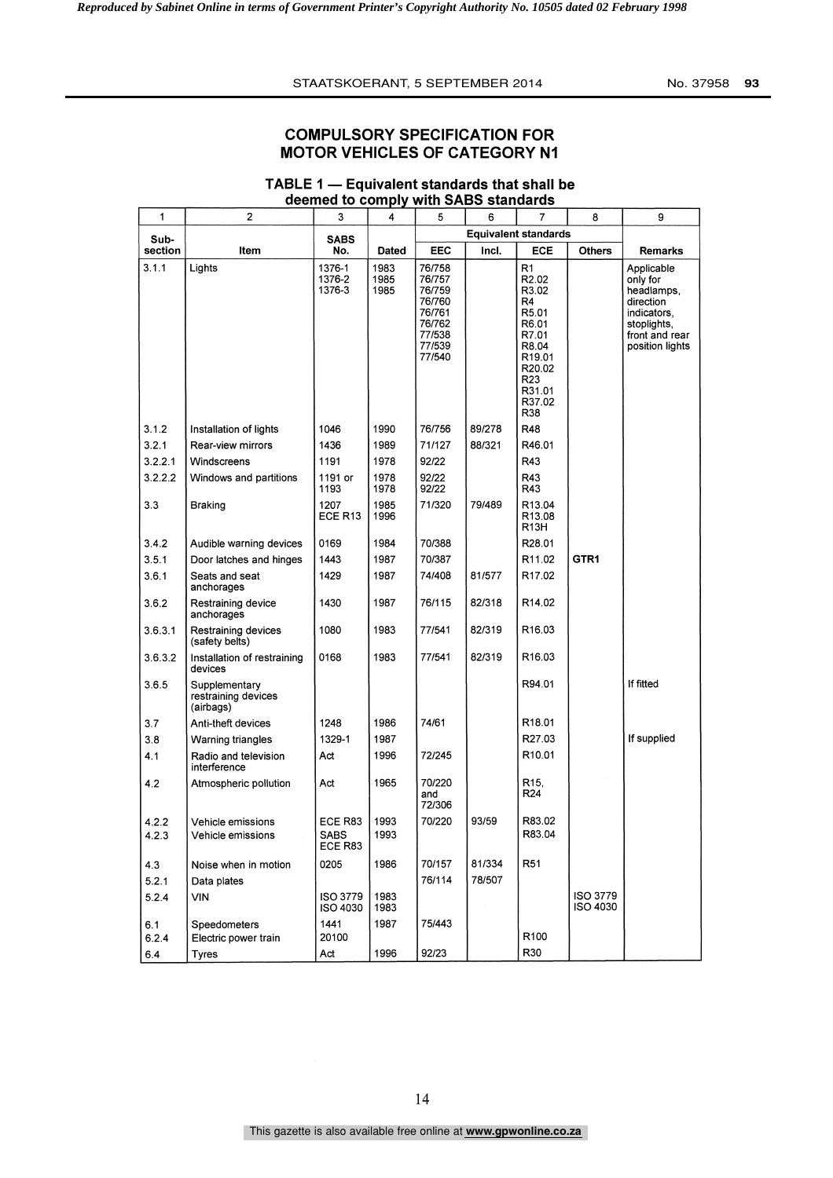## COMPULSORY SPECIFICATION FOR MOTOR VEHICLES OF CATEGORY N1

### TABLE 1 — Equivalent standards that shall be deemed to comply with SABS standards

| 1 | 2 | 3 | 4 | 5 | 6 | 7 | 8 | 9 |
|---|---|---|---|---|---|---|---|---|
| Sub-section | Item | SABS No. | Dated | Equivalent standards | | | | Remarks |
| | | | | EEC | Incl. | ECE | Others | |
| 3.1.1 | Lights | 1376-1<br>1376-2<br>1376-3 | 1983<br>1985<br>1985 | 76/758<br>76/757<br>76/759<br>76/760<br>76/761<br>76/762<br>77/538<br>77/539<br>77/540 | | R1<br>R2.02<br>R3.02<br>R4<br>R5.01<br>R6.01<br>R7.01<br>R8.04<br>R19.01<br>R20.02<br>R23<br>R31.01<br>R37.02<br>R38 | | Applicable only for headlamps, direction indicators, stoplights, front and rear position lights |
| 3.1.2 | Installation of lights | 1046 | 1990 | 76/756 | 89/278 | R48 | | |
| 3.2.1 | Rear-view mirrors | 1436 | 1989 | 71/127 | 88/321 | R46.01 | | |
| 3.2.2.1 | Windscreens | 1191 | 1978 | 92/22 | | R43 | | |
| 3.2.2.2 | Windows and partitions | 1191 or<br>1193 | 1978<br>1978 | 92/22<br>92/22 | | R43<br>R43 | | |
| 3.3 | Braking | 1207<br>ECE R13 | 1985<br>1996 | 71/320 | 79/489 | R13.04<br>R13.08<br>R13H | | |
| 3.4.2 | Audible warning devices | 0169 | 1984 | 70/388 | | R28.01 | | |
| 3.5.1 | Door latches and hinges | 1443 | 1987 | 70/387 | | R11.02 | **GTR1** | |
| 3.6.1 | Seats and seat anchorages | 1429 | 1987 | 74/408 | 81/577 | R17.02 | | |
| 3.6.2 | Restraining device anchorages | 1430 | 1987 | 76/115 | 82/318 | R14.02 | | |
| 3.6.3.1 | Restraining devices (safety belts) | 1080 | 1983 | 77/541 | 82/319 | R16.03 | | |
| 3.6.3.2 | Installation of restraining devices | 0168 | 1983 | 77/541 | 82/319 | R16.03 | | |
| 3.6.5 | Supplementary restraining devices (airbags) | | | | | R94.01 | | If fitted |
| 3.7 | Anti-theft devices | 1248 | 1986 | 74/61 | | R18.01 | | |
| 3.8 | Warning triangles | 1329-1 | 1987 | | | R27.03 | | If supplied |
| 4.1 | Radio and television interference | Act | 1996 | 72/245 | | R10.01 | | |
| 4.2 | Atmospheric pollution | Act | 1965 | 70/220 and 72/306 | | R15,<br>R24 | | |
| 4.2.2 | Vehicle emissions | ECE R83 | 1993 | 70/220 | 93/59 | R83.02 | | |
| 4.2.3 | Vehicle emissions | SABS ECE R83 | 1993 | | | R83.04 | | |
| 4.3 | Noise when in motion | 0205 | 1986 | 70/157 | 81/334 | R51 | | |
| 5.2.1 | Data plates | | | 76/114 | 78/507 | | | |
| 5.2.4 | VIN | ISO 3779<br>ISO 4030 | 1983<br>1983 | | | | ISO 3779<br>ISO 4030 | |
| 6.1 | Speedometers | 1441 | 1987 | 75/443 | | | | |
| 6.2.4 | Electric power train | 20100 | | | | R100 | | |
| 6.4 | Tyres | Act | 1996 | 92/23 | | R30 | | |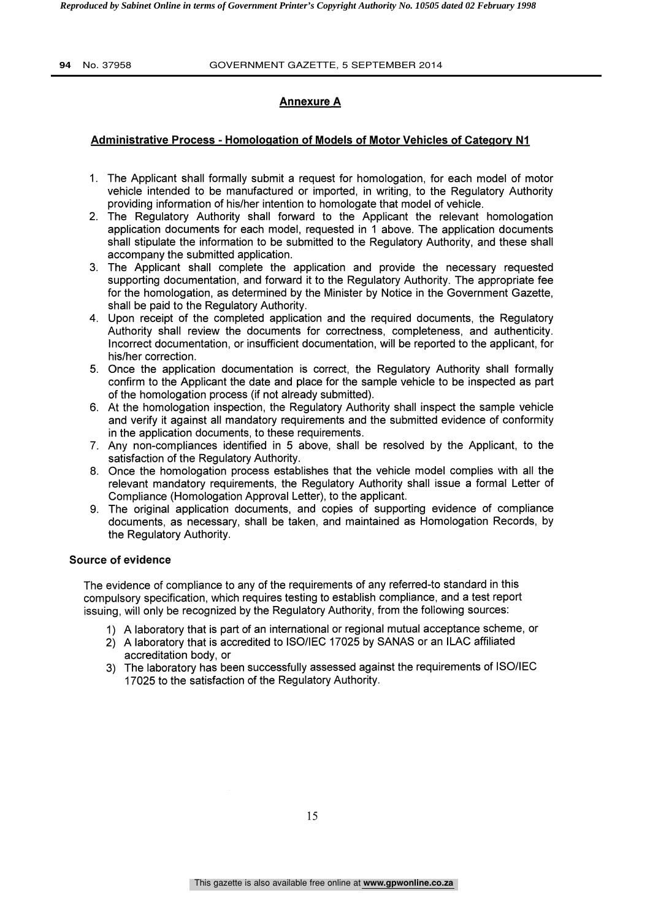## Annexure A

### Administrative Process - Homologation of Models of Motor Vehicles of Category N1

1. The Applicant shall formally submit a request for homologation, for each model of motor vehicle intended to be manufactured or imported, in writing, to the Regulatory Authority providing information of his/her intention to homologate that model of vehicle.
2. The Regulatory Authority shall forward to the Applicant the relevant homologation application documents for each model, requested in 1 above. The application documents shall stipulate the information to be submitted to the Regulatory Authority, and these shall accompany the submitted application.
3. The Applicant shall complete the application and provide the necessary requested supporting documentation, and forward it to the Regulatory Authority. The appropriate fee for the homologation, as determined by the Minister by Notice in the Government Gazette, shall be paid to the Regulatory Authority.
4. Upon receipt of the completed application and the required documents, the Regulatory Authority shall review the documents for correctness, completeness, and authenticity. Incorrect documentation, or insufficient documentation, will be reported to the applicant, for his/her correction.
5. Once the application documentation is correct, the Regulatory Authority shall formally confirm to the Applicant the date and place for the sample vehicle to be inspected as part of the homologation process (if not already submitted).
6. At the homologation inspection, the Regulatory Authority shall inspect the sample vehicle and verify it against all mandatory requirements and the submitted evidence of conformity in the application documents, to these requirements.
7. Any non-compliances identified in 5 above, shall be resolved by the Applicant, to the satisfaction of the Regulatory Authority.
8. Once the homologation process establishes that the vehicle model complies with all the relevant mandatory requirements, the Regulatory Authority shall issue a formal Letter of Compliance (Homologation Approval Letter), to the applicant.
9. The original application documents, and copies of supporting evidence of compliance documents, as necessary, shall be taken, and maintained as Homologation Records, by the Regulatory Authority.

**Source of evidence**

The evidence of compliance to any of the requirements of any referred-to standard in this compulsory specification, which requires testing to establish compliance, and a test report issuing, will only be recognized by the Regulatory Authority, from the following sources:

1) A laboratory that is part of an international or regional mutual acceptance scheme, or
2) A laboratory that is accredited to ISO/IEC 17025 by SANAS or an ILAC affiliated accreditation body, or
3) The laboratory has been successfully assessed against the requirements of ISO/IEC 17025 to the satisfaction of the Regulatory Authority.